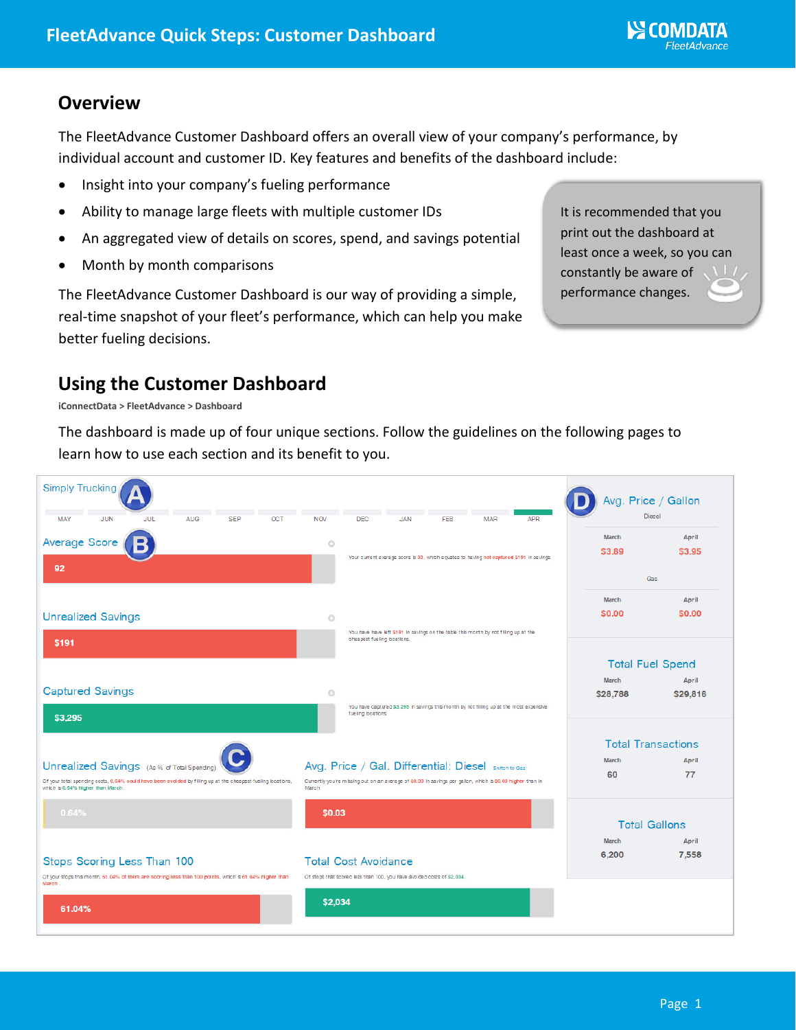## Overview

The FleetAdvance Customer Dashboard offers an overall view of your company's performance, by individual account and customer ID. Key features and benefits of the dashboard include:

- Insight into your company's fueling performance
- Ability to manage large fleets with multiple customer IDs
- An aggregated view of details on scores, spend, and savings potential
- Month by month comparisons

The FleetAdvance Customer Dashboard is our way of providing a simple, real-time snapshot of your fleet's performance, which can help you make better fueling decisions.

> It is recommended that you print out the dashboard at least once a week, so you can constantly be aware of performance changes.

## Using the Customer Dashboard

**iConnectData > FleetAdvance > Dashboard**

The dashboard is made up of four unique sections. Follow the guidelines on the following pages to learn how to use each section and its benefit to you.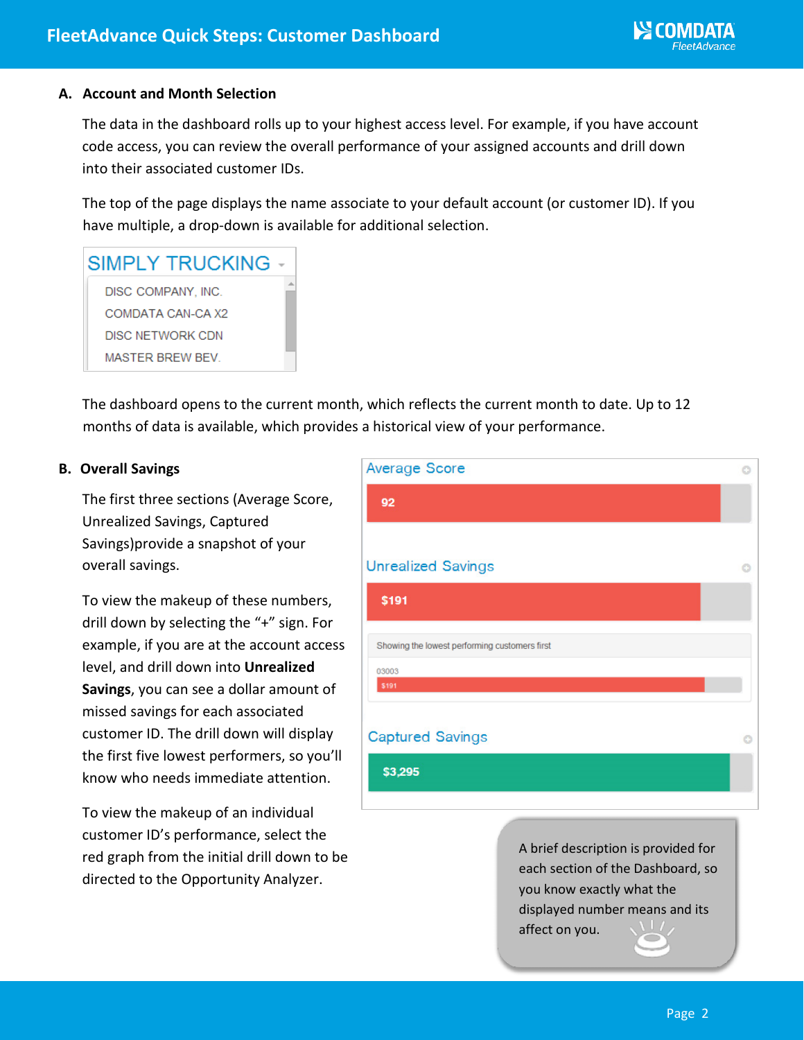## A. Account and Month Selection

The data in the dashboard rolls up to your highest access level. For example, if you have account code access, you can review the overall performance of your assigned accounts and drill down into their associated customer IDs.

The top of the page displays the name associate to your default account (or customer ID). If you have multiple, a drop-down is available for additional selection.

SIMPLY TRUCKING
- DISC COMPANY, INC.
- COMDATA CAN-CA X2
- DISC NETWORK CDN
- MASTER BREW BEV.

The dashboard opens to the current month, which reflects the current month to date. Up to 12 months of data is available, which provides a historical view of your performance.

## B. Overall Savings

The first three sections (Average Score, Unrealized Savings, Captured Savings)provide a snapshot of your overall savings.

To view the makeup of these numbers, drill down by selecting the "+" sign. For example, if you are at the account access level, and drill down into **Unrealized Savings**, you can see a dollar amount of missed savings for each associated customer ID. The drill down will display the first five lowest performers, so you'll know who needs immediate attention.

To view the makeup of an individual customer ID's performance, select the red graph from the initial drill down to be directed to the Opportunity Analyzer.

Average Score
92

Unrealized Savings
$191

Showing the lowest performing customers first
03003
$191

Captured Savings
$3,295

A brief description is provided for each section of the Dashboard, so you know exactly what the displayed number means and its affect on you.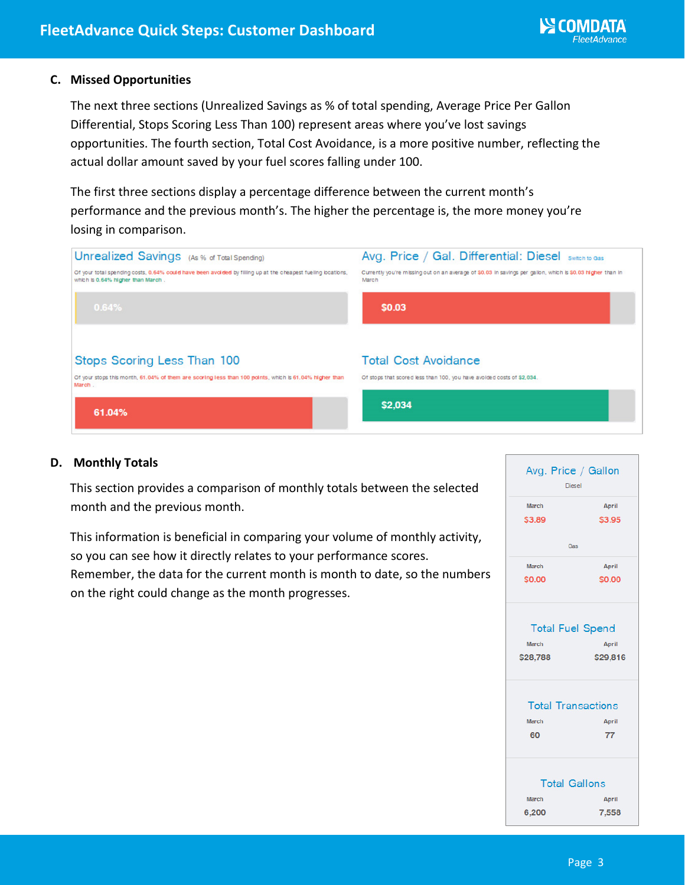### C. Missed Opportunities

The next three sections (Unrealized Savings as % of total spending, Average Price Per Gallon Differential, Stops Scoring Less Than 100) represent areas where you've lost savings opportunities. The fourth section, Total Cost Avoidance, is a more positive number, reflecting the actual dollar amount saved by your fuel scores falling under 100.

The first three sections display a percentage difference between the current month's performance and the previous month's. The higher the percentage is, the more money you're losing in comparison.

Unrealized Savings (As % of Total Spending)

Of your total spending costs, 0.64% could have been avoided by filling up at the cheapest fueling locations, which is 0.64% higher than March .

0.64%

Avg. Price / Gal. Differential: Diesel Switch to Gas

Currently you're missing out on an average of $0.03 in savings per gallon, which is $0.03 higher than in March

$0.03

Stops Scoring Less Than 100

Of your stops this month, 61.04% of them are scoring less than 100 points, which is 61.04% higher than March .

61.04%

Total Cost Avoidance

Of stops that scored less than 100, you have avoided costs of $2,034.

$2,034

### D. Monthly Totals

This section provides a comparison of monthly totals between the selected month and the previous month.

This information is beneficial in comparing your volume of monthly activity, so you can see how it directly relates to your performance scores. Remember, the data for the current month is month to date, so the numbers on the right could change as the month progresses.

Avg. Price / Gallon

Diesel

March $3.89

April $3.95

Gas

March $0.00

April $0.00

Total Fuel Spend

March $28,788

April $29,816

Total Transactions

March 60

April 77

Total Gallons

March 6,200

April 7,558